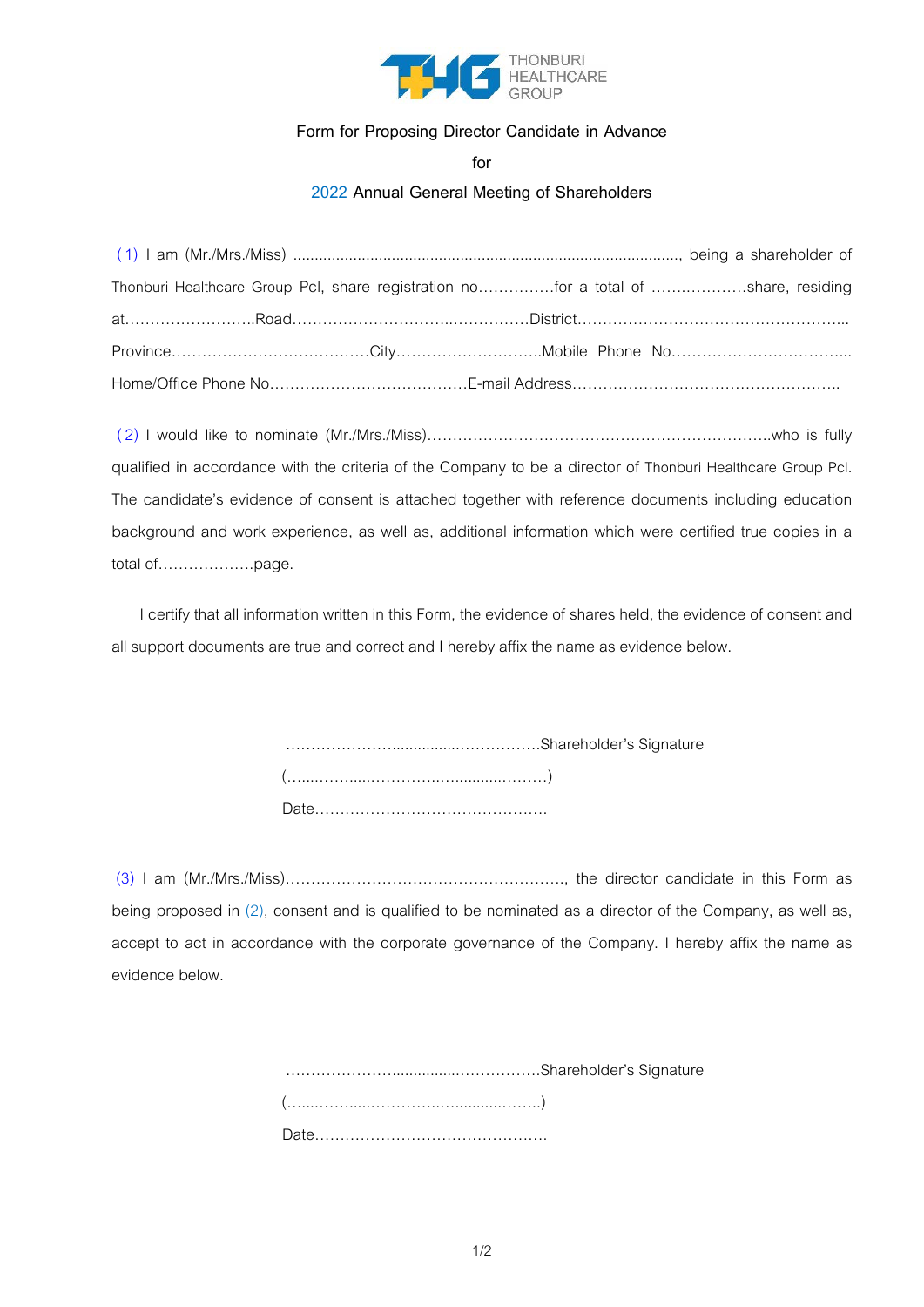THONBURI HEALTHCARE GROUP

Form for Proposing Director Candidate in Advance

for

2022 Annual General Meeting of Shareholders

(1) I am (Mr./Mrs./Miss) ........................................................................................, being a shareholder of Thonburi Healthcare Group Pcl, share registration no……………for a total of ……………….share, residing at……………………..Road…………………………..…………….District…………………………………………….. Province…………………………………City………………………..Mobile Phone No……………………………... Home/Office Phone No…………………………………E-mail Address……………………………………………..

(2) I would like to nominate (Mr./Mrs./Miss)…………………………………………………………..who is fully qualified in accordance with the criteria of the Company to be a director of Thonburi Healthcare Group Pcl. The candidate's evidence of consent is attached together with reference documents including education background and work experience, as well as, additional information which were certified true copies in a total of……………….page.

I certify that all information written in this Form, the evidence of shares held, the evidence of consent and all support documents are true and correct and I hereby affix the name as evidence below.

………………….................…………….Shareholder's Signature

(…....……......…………….….........………)

Date……………………………………….

(3) I am (Mr./Mrs./Miss)……………………………………………….., the director candidate in this Form as being proposed in (2), consent and is qualified to be nominated as a director of the Company, as well as, accept to act in accordance with the corporate governance of the Company. I hereby affix the name as evidence below.

………………….................…………….Shareholder's Signature

(…....……......…………….….........……..)

Date……………………………………….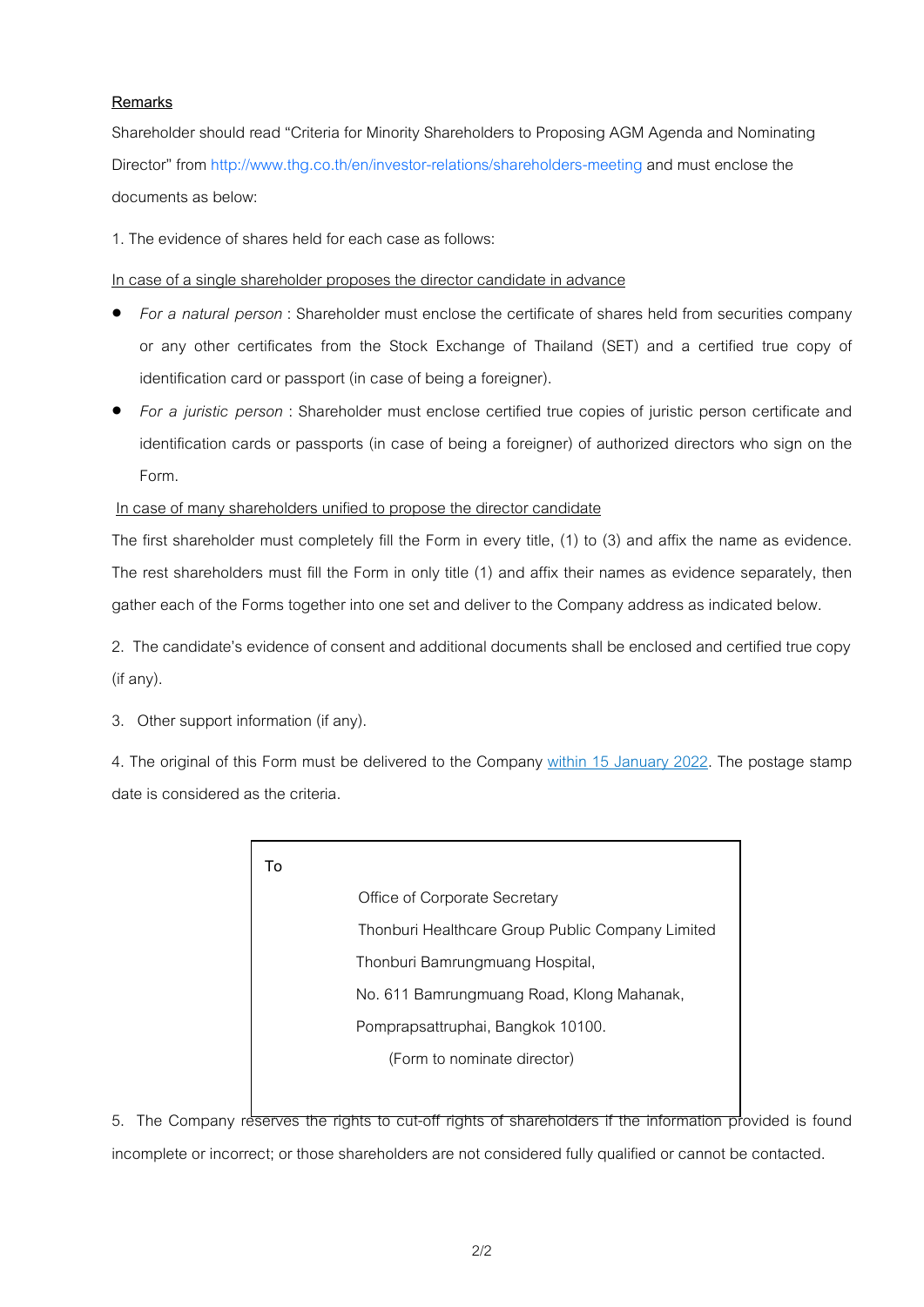**Remarks**

Shareholder should read "Criteria for Minority Shareholders to Proposing AGM Agenda and Nominating Director" from http://www.thg.co.th/en/investor-relations/shareholders-meeting and must enclose the documents as below:

1. The evidence of shares held for each case as follows:

In case of a single shareholder proposes the director candidate in advance

- *For a natural person* : Shareholder must enclose the certificate of shares held from securities company or any other certificates from the Stock Exchange of Thailand (SET) and a certified true copy of identification card or passport (in case of being a foreigner).
- *For a juristic person* : Shareholder must enclose certified true copies of juristic person certificate and identification cards or passports (in case of being a foreigner) of authorized directors who sign on the Form.

In case of many shareholders unified to propose the director candidate

The first shareholder must completely fill the Form in every title, (1) to (3) and affix the name as evidence. The rest shareholders must fill the Form in only title (1) and affix their names as evidence separately, then gather each of the Forms together into one set and deliver to the Company address as indicated below.

2. The candidate's evidence of consent and additional documents shall be enclosed and certified true copy (if any).

3. Other support information (if any).

4. The original of this Form must be delivered to the Company within 15 January 2022. The postage stamp date is considered as the criteria.

To

Office of Corporate Secretary
Thonburi Healthcare Group Public Company Limited
Thonburi Bamrungmuang Hospital,
No. 611 Bamrungmuang Road, Klong Mahanak,
Pomprapsattruphai, Bangkok 10100.
(Form to nominate director)

5. The Company reserves the rights to cut-off rights of shareholders if the information provided is found incomplete or incorrect; or those shareholders are not considered fully qualified or cannot be contacted.